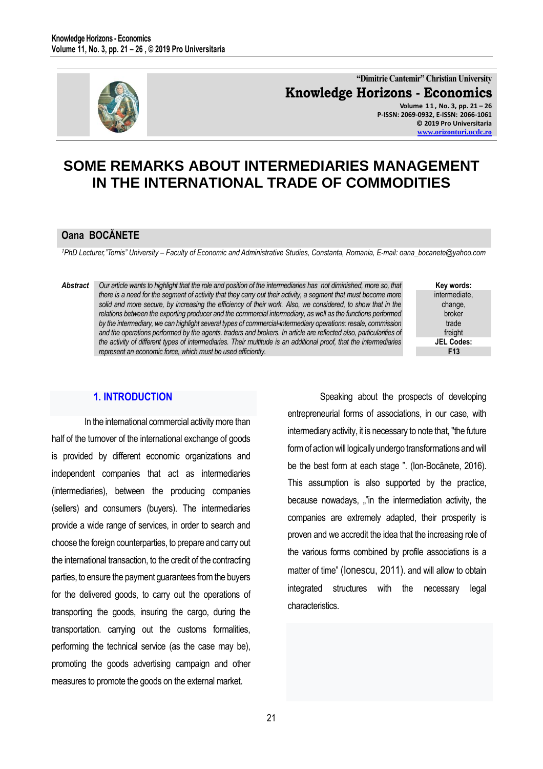# SOME REMARKS ABOUT INTERMEDIARIES MANAGEMENT IN THE INTERNATIONAL TRADE OF COMMODITIES

## Oana BOCĂNETE

*[1]PhD Lecturer,"Tomis" University – Faculty of Economic and Administrative Studies, Constanta, Romania, E-mail: oana_bocanete@yahoo.com*

**Abstract** *Our article wants to highlight that the role and position of the intermediaries has not diminished, more so, that there is a need for the segment of activity that they carry out their activity, a segment that must become more solid and more secure, by increasing the efficiency of their work. Also, we considered, to show that in the relations between the exporting producer and the commercial intermediary, as well as the functions performed by the intermediary, we can highlight several types of commercial-intermediary operations: resale, commission and the operations performed by the agents. traders and brokers. In article are reflected also, particularities of the activity of different types of intermediaries. Their multitude is an additional proof, that the intermediaries represent an economic force, which must be used efficiently.*

**Key words:** intermediate, change, broker trade freight

**JEL Codes:** F13

## 1. INTRODUCTION

In the international commercial activity more than half of the turnover of the international exchange of goods is provided by different economic organizations and independent companies that act as intermediaries (intermediaries), between the producing companies (sellers) and consumers (buyers). The intermediaries provide a wide range of services, in order to search and choose the foreign counterparties, to prepare and carry out the international transaction, to the credit of the contracting parties, to ensure the payment guarantees from the buyers for the delivered goods, to carry out the operations of transporting the goods, insuring the cargo, during the transportation. carrying out the customs formalities, performing the technical service (as the case may be), promoting the goods advertising campaign and other measures to promote the goods on the external market.

Speaking about the prospects of developing entrepreneurial forms of associations, in our case, with intermediary activity, it is necessary to note that, "the future form of action will logically undergo transformations and will be the best form at each stage ". (Ion-Bocănete, 2016). This assumption is also supported by the practice, because nowadays, „"in the intermediation activity, the companies are extremely adapted, their prosperity is proven and we accredit the idea that the increasing role of the various forms combined by profile associations is a matter of time" (Ionescu, 2011). and will allow to obtain integrated structures with the necessary legal characteristics.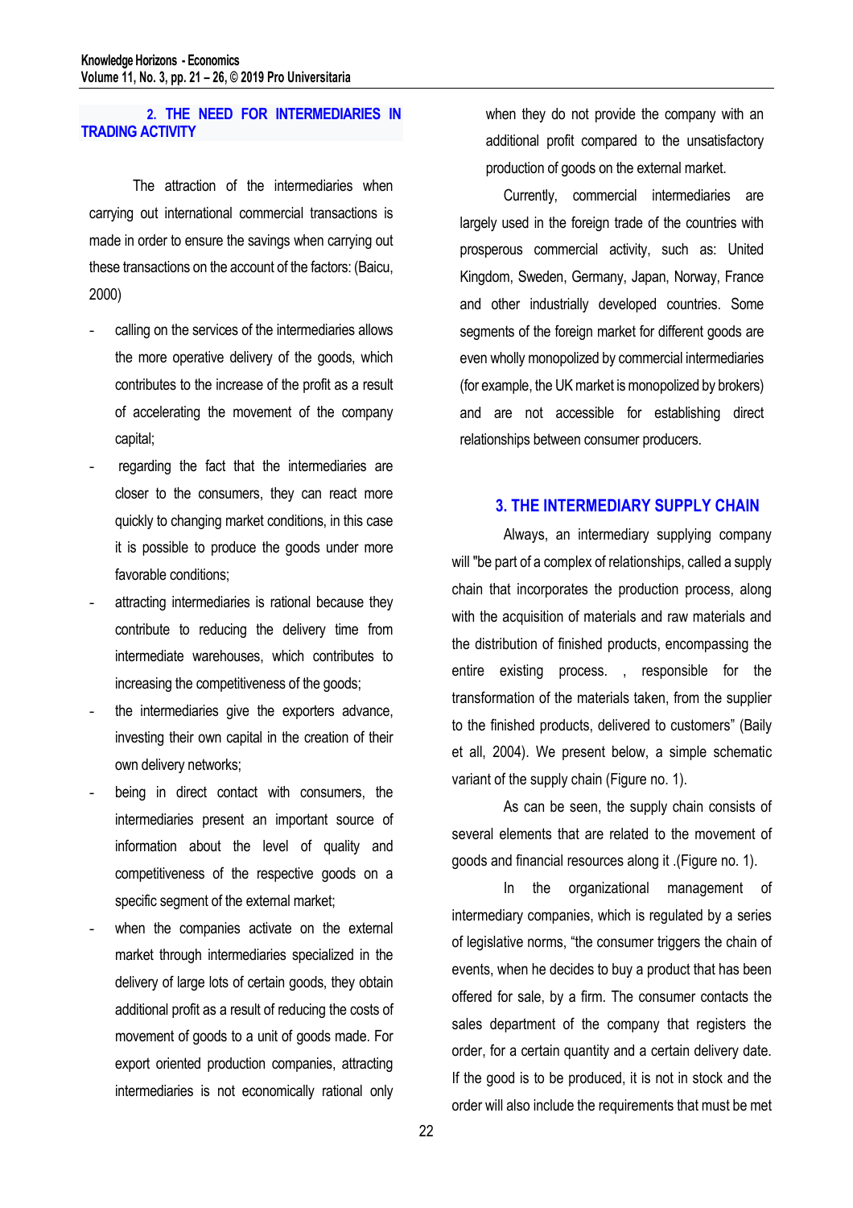## 2. THE NEED FOR INTERMEDIARIES IN TRADING ACTIVITY

The attraction of the intermediaries when carrying out international commercial transactions is made in order to ensure the savings when carrying out these transactions on the account of the factors: (Baicu, 2000)

- calling on the services of the intermediaries allows the more operative delivery of the goods, which contributes to the increase of the profit as a result of accelerating the movement of the company capital;
- regarding the fact that the intermediaries are closer to the consumers, they can react more quickly to changing market conditions, in this case it is possible to produce the goods under more favorable conditions;
- attracting intermediaries is rational because they contribute to reducing the delivery time from intermediate warehouses, which contributes to increasing the competitiveness of the goods;
- the intermediaries give the exporters advance, investing their own capital in the creation of their own delivery networks;
- being in direct contact with consumers, the intermediaries present an important source of information about the level of quality and competitiveness of the respective goods on a specific segment of the external market;
- when the companies activate on the external market through intermediaries specialized in the delivery of large lots of certain goods, they obtain additional profit as a result of reducing the costs of movement of goods to a unit of goods made. For export oriented production companies, attracting intermediaries is not economically rational only when they do not provide the company with an additional profit compared to the unsatisfactory production of goods on the external market.

Currently, commercial intermediaries are largely used in the foreign trade of the countries with prosperous commercial activity, such as: United Kingdom, Sweden, Germany, Japan, Norway, France and other industrially developed countries. Some segments of the foreign market for different goods are even wholly monopolized by commercial intermediaries (for example, the UK market is monopolized by brokers) and are not accessible for establishing direct relationships between consumer producers.

## 3. THE INTERMEDIARY SUPPLY CHAIN

Always, an intermediary supplying company will "be part of a complex of relationships, called a supply chain that incorporates the production process, along with the acquisition of materials and raw materials and the distribution of finished products, encompassing the entire existing process. , responsible for the transformation of the materials taken, from the supplier to the finished products, delivered to customers" (Baily et all, 2004). We present below, a simple schematic variant of the supply chain (Figure no. 1).

As can be seen, the supply chain consists of several elements that are related to the movement of goods and financial resources along it .(Figure no. 1).

In the organizational management of intermediary companies, which is regulated by a series of legislative norms, "the consumer triggers the chain of events, when he decides to buy a product that has been offered for sale, by a firm. The consumer contacts the sales department of the company that registers the order, for a certain quantity and a certain delivery date. If the good is to be produced, it is not in stock and the order will also include the requirements that must be met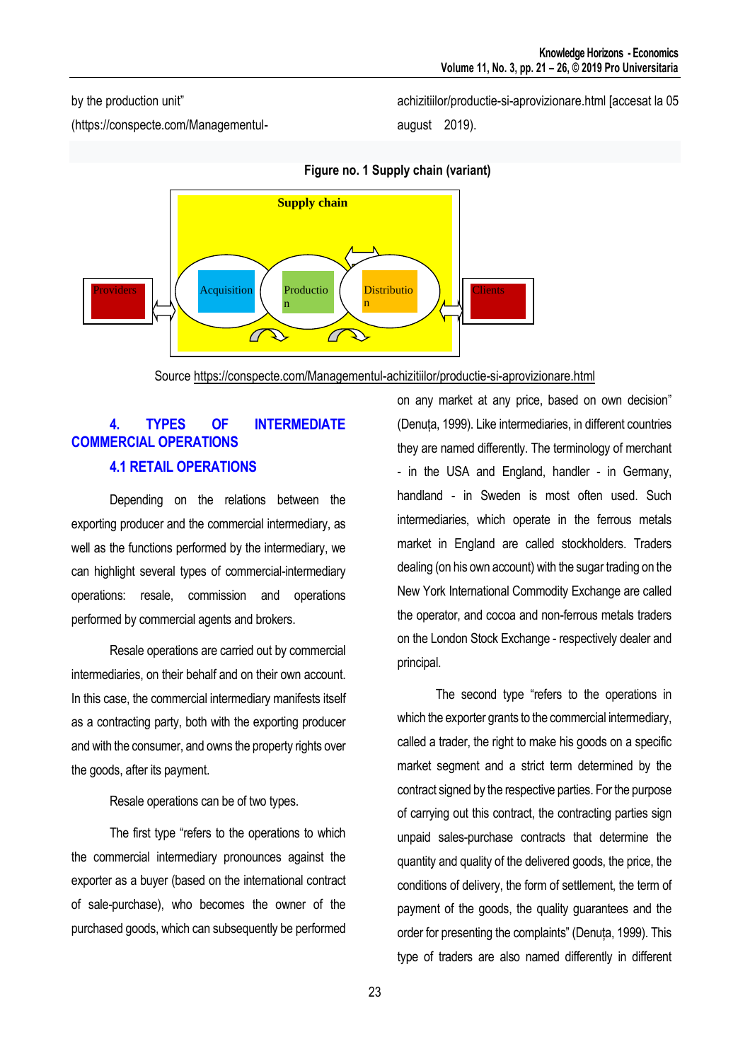by the production unit" (https://conspecte.com/Managementul-achizitiilor/productie-si-aprovizionare.html [accesat la 05 august 2019).

**Figure no. 1 Supply chain (variant)**

Supply chain

Providers | Acquisition | Production | Distribution | Clients

Source https://conspecte.com/Managementul-achizitiilor/productie-si-aprovizionare.html

## 4. TYPES OF INTERMEDIATE COMMERCIAL OPERATIONS

### 4.1 RETAIL OPERATIONS

Depending on the relations between the exporting producer and the commercial intermediary, as well as the functions performed by the intermediary, we can highlight several types of commercial-intermediary operations: resale, commission and operations performed by commercial agents and brokers.

Resale operations are carried out by commercial intermediaries, on their behalf and on their own account. In this case, the commercial intermediary manifests itself as a contracting party, both with the exporting producer and with the consumer, and owns the property rights over the goods, after its payment.

Resale operations can be of two types.

The first type "refers to the operations to which the commercial intermediary pronounces against the exporter as a buyer (based on the international contract of sale-purchase), who becomes the owner of the purchased goods, which can subsequently be performed on any market at any price, based on own decision" (Denuța, 1999). Like intermediaries, in different countries they are named differently. The terminology of merchant - in the USA and England, handler - in Germany, handland - in Sweden is most often used. Such intermediaries, which operate in the ferrous metals market in England are called stockholders. Traders dealing (on his own account) with the sugar trading on the New York International Commodity Exchange are called the operator, and cocoa and non-ferrous metals traders on the London Stock Exchange - respectively dealer and principal.

The second type "refers to the operations in which the exporter grants to the commercial intermediary, called a trader, the right to make his goods on a specific market segment and a strict term determined by the contract signed by the respective parties. For the purpose of carrying out this contract, the contracting parties sign unpaid sales-purchase contracts that determine the quantity and quality of the delivered goods, the price, the conditions of delivery, the form of settlement, the term of payment of the goods, the quality guarantees and the order for presenting the complaints" (Denuța, 1999). This type of traders are also named differently in different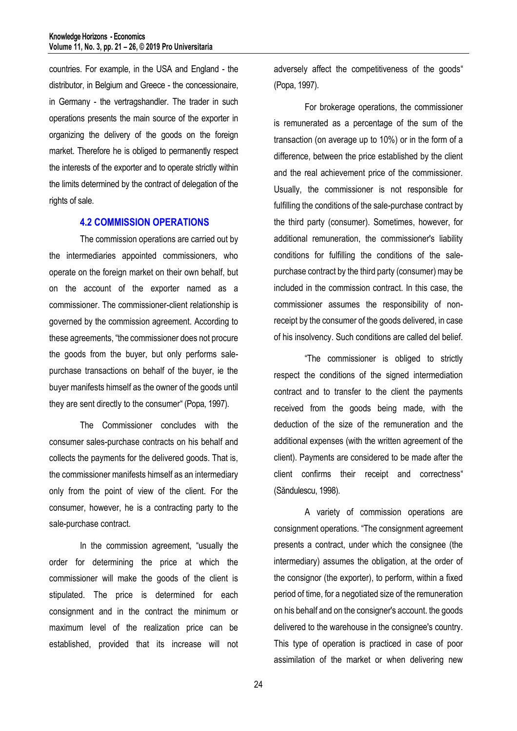countries. For example, in the USA and England - the distributor, in Belgium and Greece - the concessionaire, in Germany - the vertragshandler. The trader in such operations presents the main source of the exporter in organizing the delivery of the goods on the foreign market. Therefore he is obliged to permanently respect the interests of the exporter and to operate strictly within the limits determined by the contract of delegation of the rights of sale.

### 4.2 COMMISSION OPERATIONS

The commission operations are carried out by the intermediaries appointed commissioners, who operate on the foreign market on their own behalf, but on the account of the exporter named as a commissioner. The commissioner-client relationship is governed by the commission agreement. According to these agreements, "the commissioner does not procure the goods from the buyer, but only performs sale-purchase transactions on behalf of the buyer, ie the buyer manifests himself as the owner of the goods until they are sent directly to the consumer" (Popa, 1997).

The Commissioner concludes with the consumer sales-purchase contracts on his behalf and collects the payments for the delivered goods. That is, the commissioner manifests himself as an intermediary only from the point of view of the client. For the consumer, however, he is a contracting party to the sale-purchase contract.

In the commission agreement, "usually the order for determining the price at which the commissioner will make the goods of the client is stipulated. The price is determined for each consignment and in the contract the minimum or maximum level of the realization price can be established, provided that its increase will not adversely affect the competitiveness of the goods" (Popa, 1997).

For brokerage operations, the commissioner is remunerated as a percentage of the sum of the transaction (on average up to 10%) or in the form of a difference, between the price established by the client and the real achievement price of the commissioner. Usually, the commissioner is not responsible for fulfilling the conditions of the sale-purchase contract by the third party (consumer). Sometimes, however, for additional remuneration, the commissioner's liability conditions for fulfilling the conditions of the sale-purchase contract by the third party (consumer) may be included in the commission contract. In this case, the commissioner assumes the responsibility of non-receipt by the consumer of the goods delivered, in case of his insolvency. Such conditions are called del belief.

"The commissioner is obliged to strictly respect the conditions of the signed intermediation contract and to transfer to the client the payments received from the goods being made, with the deduction of the size of the remuneration and the additional expenses (with the written agreement of the client). Payments are considered to be made after the client confirms their receipt and correctness" (Săndulescu, 1998).

A variety of commission operations are consignment operations. "The consignment agreement presents a contract, under which the consignee (the intermediary) assumes the obligation, at the order of the consignor (the exporter), to perform, within a fixed period of time, for a negotiated size of the remuneration on his behalf and on the consigner's account. the goods delivered to the warehouse in the consignee's country. This type of operation is practiced in case of poor assimilation of the market or when delivering new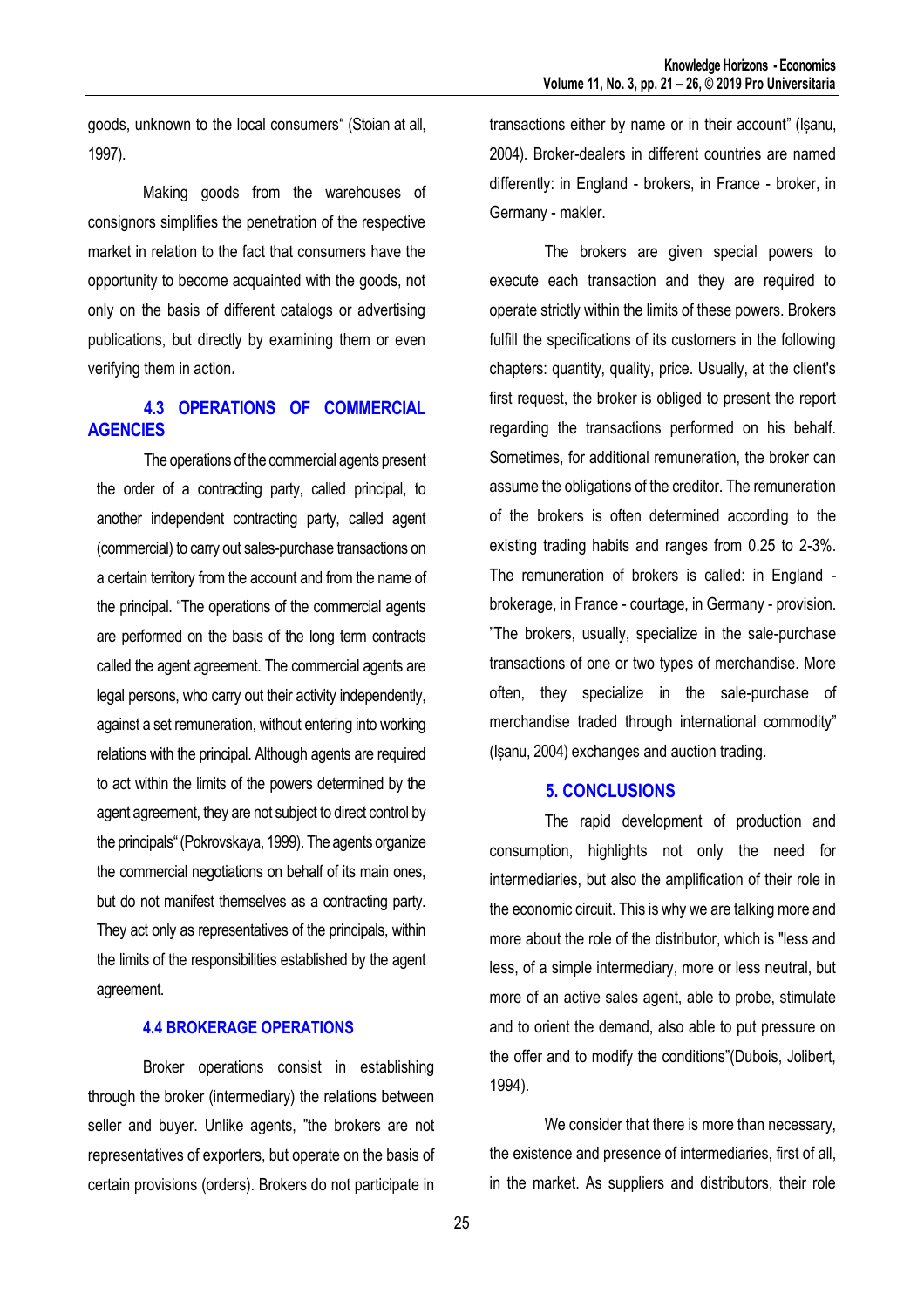goods, unknown to the local consumers" (Stoian at all, 1997).

Making goods from the warehouses of consignors simplifies the penetration of the respective market in relation to the fact that consumers have the opportunity to become acquainted with the goods, not only on the basis of different catalogs or advertising publications, but directly by examining them or even verifying them in action.

### 4.3 OPERATIONS OF COMMERCIAL AGENCIES

The operations of the commercial agents present the order of a contracting party, called principal, to another independent contracting party, called agent (commercial) to carry out sales-purchase transactions on a certain territory from the account and from the name of the principal. "The operations of the commercial agents are performed on the basis of the long term contracts called the agent agreement. The commercial agents are legal persons, who carry out their activity independently, against a set remuneration, without entering into working relations with the principal. Although agents are required to act within the limits of the powers determined by the agent agreement, they are not subject to direct control by the principals" (Pokrovskaya, 1999). The agents organize the commercial negotiations on behalf of its main ones, but do not manifest themselves as a contracting party. They act only as representatives of the principals, within the limits of the responsibilities established by the agent agreement.

### 4.4 BROKERAGE OPERATIONS

Broker operations consist in establishing through the broker (intermediary) the relations between seller and buyer. Unlike agents, "the brokers are not representatives of exporters, but operate on the basis of certain provisions (orders). Brokers do not participate in transactions either by name or in their account" (Ișanu, 2004). Broker-dealers in different countries are named differently: in England - brokers, in France - broker, in Germany - makler.

The brokers are given special powers to execute each transaction and they are required to operate strictly within the limits of these powers. Brokers fulfill the specifications of its customers in the following chapters: quantity, quality, price. Usually, at the client's first request, the broker is obliged to present the report regarding the transactions performed on his behalf. Sometimes, for additional remuneration, the broker can assume the obligations of the creditor. The remuneration of the brokers is often determined according to the existing trading habits and ranges from 0.25 to 2-3%. The remuneration of brokers is called: in England - brokerage, in France - courtage, in Germany - provision. "The brokers, usually, specialize in the sale-purchase transactions of one or two types of merchandise. More often, they specialize in the sale-purchase of merchandise traded through international commodity" (Ișanu, 2004) exchanges and auction trading.

## 5. CONCLUSIONS

The rapid development of production and consumption, highlights not only the need for intermediaries, but also the amplification of their role in the economic circuit. This is why we are talking more and more about the role of the distributor, which is "less and less, of a simple intermediary, more or less neutral, but more of an active sales agent, able to probe, stimulate and to orient the demand, also able to put pressure on the offer and to modify the conditions"(Dubois, Jolibert, 1994).

We consider that there is more than necessary, the existence and presence of intermediaries, first of all, in the market. As suppliers and distributors, their role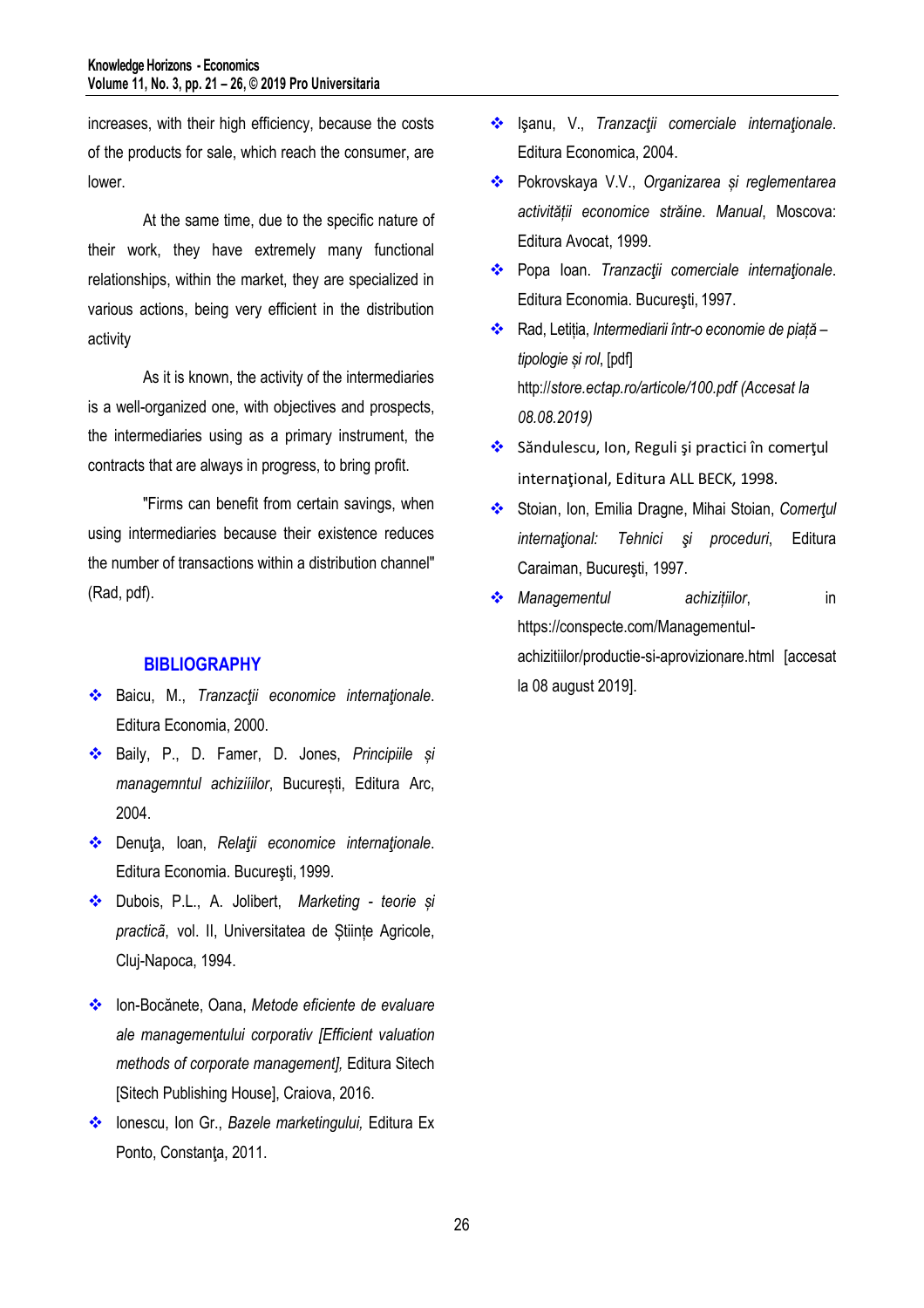increases, with their high efficiency, because the costs of the products for sale, which reach the consumer, are lower.

At the same time, due to the specific nature of their work, they have extremely many functional relationships, within the market, they are specialized in various actions, being very efficient in the distribution activity

As it is known, the activity of the intermediaries is a well-organized one, with objectives and prospects, the intermediaries using as a primary instrument, the contracts that are always in progress, to bring profit.

"Firms can benefit from certain savings, when using intermediaries because their existence reduces the number of transactions within a distribution channel" (Rad, pdf).

## BIBLIOGRAPHY

- Baicu, M., *Tranzacţii economice internaţionale*. Editura Economia, 2000.
- Baily, P., D. Famer, D. Jones, *Principiile și managemntul achiziiilor*, București, Editura Arc, 2004.
- Denuţa, Ioan, *Relaţii economice internaţionale*. Editura Economia. Bucureşti, 1999.
- Dubois, P.L., A. Jolibert, *Marketing - teorie și practică*, vol. II, Universitatea de Științe Agricole, Cluj-Napoca, 1994.
- Ion-Bocănete, Oana, *Metode eficiente de evaluare ale managementului corporativ [Efficient valuation methods of corporate management],* Editura Sitech [Sitech Publishing House], Craiova, 2016.
- Ionescu, Ion Gr., *Bazele marketingului,* Editura Ex Ponto, Constanţa, 2011.
- Işanu, V., *Tranzacţii comerciale internaţionale*. Editura Economica, 2004.
- Pokrovskaya V.V., *Organizarea și reglementarea activității economice străine. Manual*, Moscova: Editura Avocat, 1999.
- Popa Ioan. *Tranzacţii comerciale internaţionale*. Editura Economia. Bucureşti, 1997.
- Rad, Letiția, *Intermediarii într-o economie de piață – tipologie și rol*, [pdf] http://*store.ectap.ro/articole/100.pdf (Accesat la 08.08.2019)*
- Săndulescu, Ion, Reguli şi practici în comerţul internaţional, Editura ALL BECK, 1998.
- Stoian, Ion, Emilia Dragne, Mihai Stoian, *Comerţul internaţional: Tehnici şi proceduri*, Editura Caraiman, Bucureşti, 1997.
- *Managementul achizițiilor*, in https://conspecte.com/Managementul-achizitiilor/productie-si-aprovizionare.html [accesat la 08 august 2019].